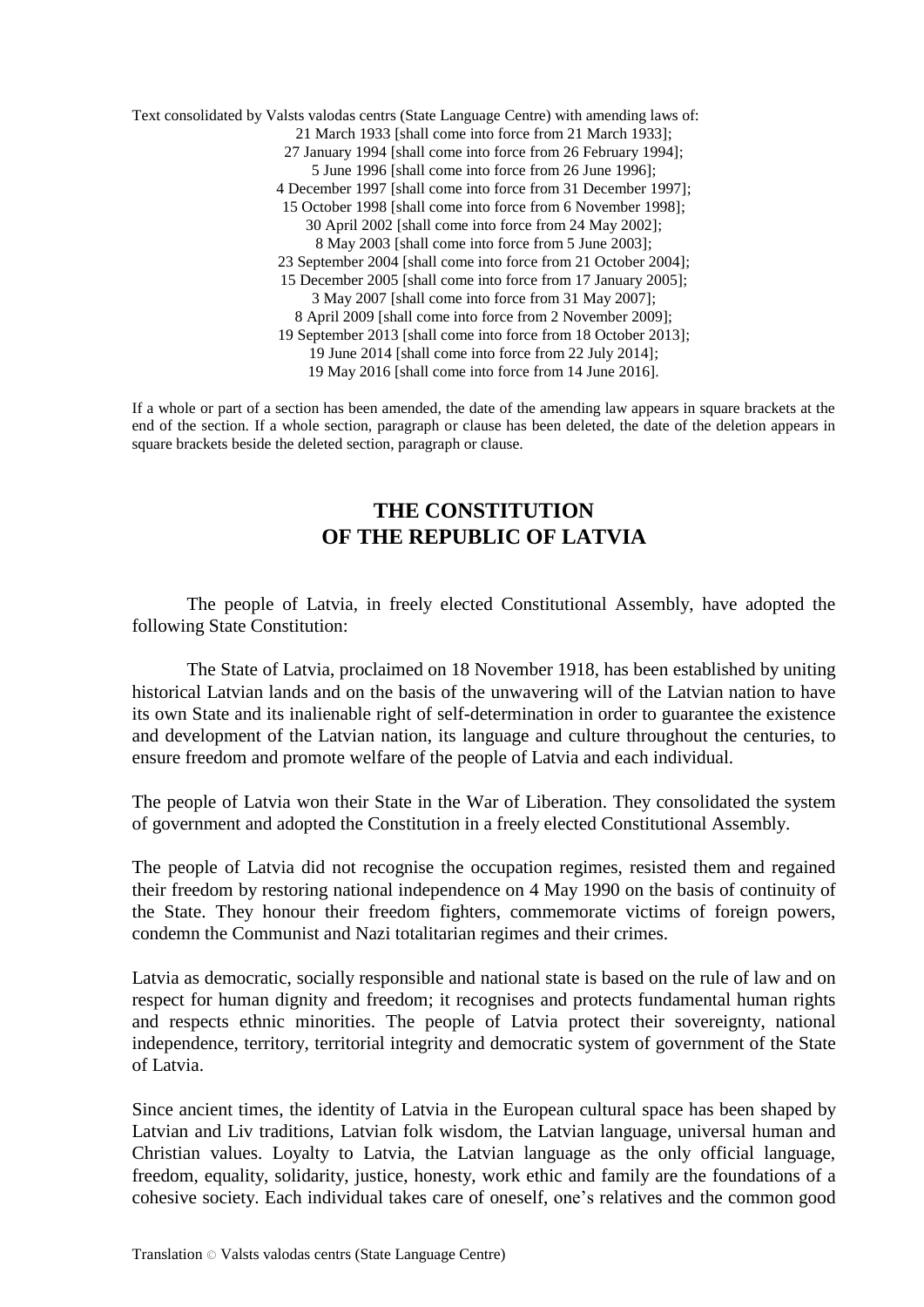Text consolidated by Valsts valodas centrs (State Language Centre) with amending laws of:

21 March 1933 [shall come into force from 21 March 1933];
27 January 1994 [shall come into force from 26 February 1994];
5 June 1996 [shall come into force from 26 June 1996];
4 December 1997 [shall come into force from 31 December 1997];
15 October 1998 [shall come into force from 6 November 1998];
30 April 2002 [shall come into force from 24 May 2002];
8 May 2003 [shall come into force from 5 June 2003];
23 September 2004 [shall come into force from 21 October 2004];
15 December 2005 [shall come into force from 17 January 2005];
3 May 2007 [shall come into force from 31 May 2007];
8 April 2009 [shall come into force from 2 November 2009];
19 September 2013 [shall come into force from 18 October 2013];
19 June 2014 [shall come into force from 22 July 2014];
19 May 2016 [shall come into force from 14 June 2016].

If a whole or part of a section has been amended, the date of the amending law appears in square brackets at the end of the section. If a whole section, paragraph or clause has been deleted, the date of the deletion appears in square brackets beside the deleted section, paragraph or clause.

# THE CONSTITUTION OF THE REPUBLIC OF LATVIA

The people of Latvia, in freely elected Constitutional Assembly, have adopted the following State Constitution:

The State of Latvia, proclaimed on 18 November 1918, has been established by uniting historical Latvian lands and on the basis of the unwavering will of the Latvian nation to have its own State and its inalienable right of self-determination in order to guarantee the existence and development of the Latvian nation, its language and culture throughout the centuries, to ensure freedom and promote welfare of the people of Latvia and each individual.

The people of Latvia won their State in the War of Liberation. They consolidated the system of government and adopted the Constitution in a freely elected Constitutional Assembly.

The people of Latvia did not recognise the occupation regimes, resisted them and regained their freedom by restoring national independence on 4 May 1990 on the basis of continuity of the State. They honour their freedom fighters, commemorate victims of foreign powers, condemn the Communist and Nazi totalitarian regimes and their crimes.

Latvia as democratic, socially responsible and national state is based on the rule of law and on respect for human dignity and freedom; it recognises and protects fundamental human rights and respects ethnic minorities. The people of Latvia protect their sovereignty, national independence, territory, territorial integrity and democratic system of government of the State of Latvia.

Since ancient times, the identity of Latvia in the European cultural space has been shaped by Latvian and Liv traditions, Latvian folk wisdom, the Latvian language, universal human and Christian values. Loyalty to Latvia, the Latvian language as the only official language, freedom, equality, solidarity, justice, honesty, work ethic and family are the foundations of a cohesive society. Each individual takes care of oneself, one's relatives and the common good

Translation © Valsts valodas centrs (State Language Centre)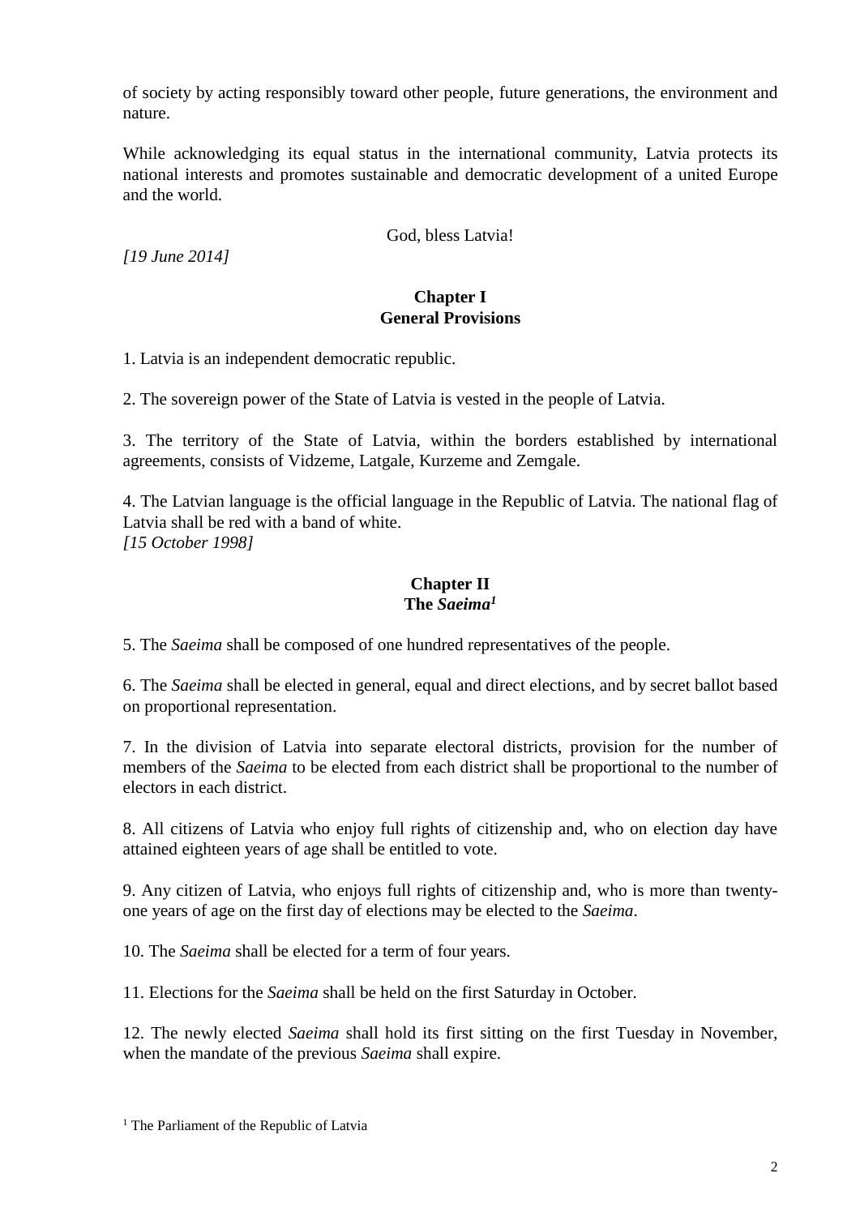of society by acting responsibly toward other people, future generations, the environment and nature.

While acknowledging its equal status in the international community, Latvia protects its national interests and promotes sustainable and democratic development of a united Europe and the world.

God, bless Latvia!

*[19 June 2014]*

## Chapter I
## General Provisions

1. Latvia is an independent democratic republic.

2. The sovereign power of the State of Latvia is vested in the people of Latvia.

3. The territory of the State of Latvia, within the borders established by international agreements, consists of Vidzeme, Latgale, Kurzeme and Zemgale.

4. The Latvian language is the official language in the Republic of Latvia. The national flag of Latvia shall be red with a band of white.
*[15 October 1998]*

## Chapter II
## The *Saeima*[1]

5. The *Saeima* shall be composed of one hundred representatives of the people.

6. The *Saeima* shall be elected in general, equal and direct elections, and by secret ballot based on proportional representation.

7. In the division of Latvia into separate electoral districts, provision for the number of members of the *Saeima* to be elected from each district shall be proportional to the number of electors in each district.

8. All citizens of Latvia who enjoy full rights of citizenship and, who on election day have attained eighteen years of age shall be entitled to vote.

9. Any citizen of Latvia, who enjoys full rights of citizenship and, who is more than twenty-one years of age on the first day of elections may be elected to the *Saeima*.

10. The *Saeima* shall be elected for a term of four years.

11. Elections for the *Saeima* shall be held on the first Saturday in October.

12. The newly elected *Saeima* shall hold its first sitting on the first Tuesday in November, when the mandate of the previous *Saeima* shall expire.

[1] The Parliament of the Republic of Latvia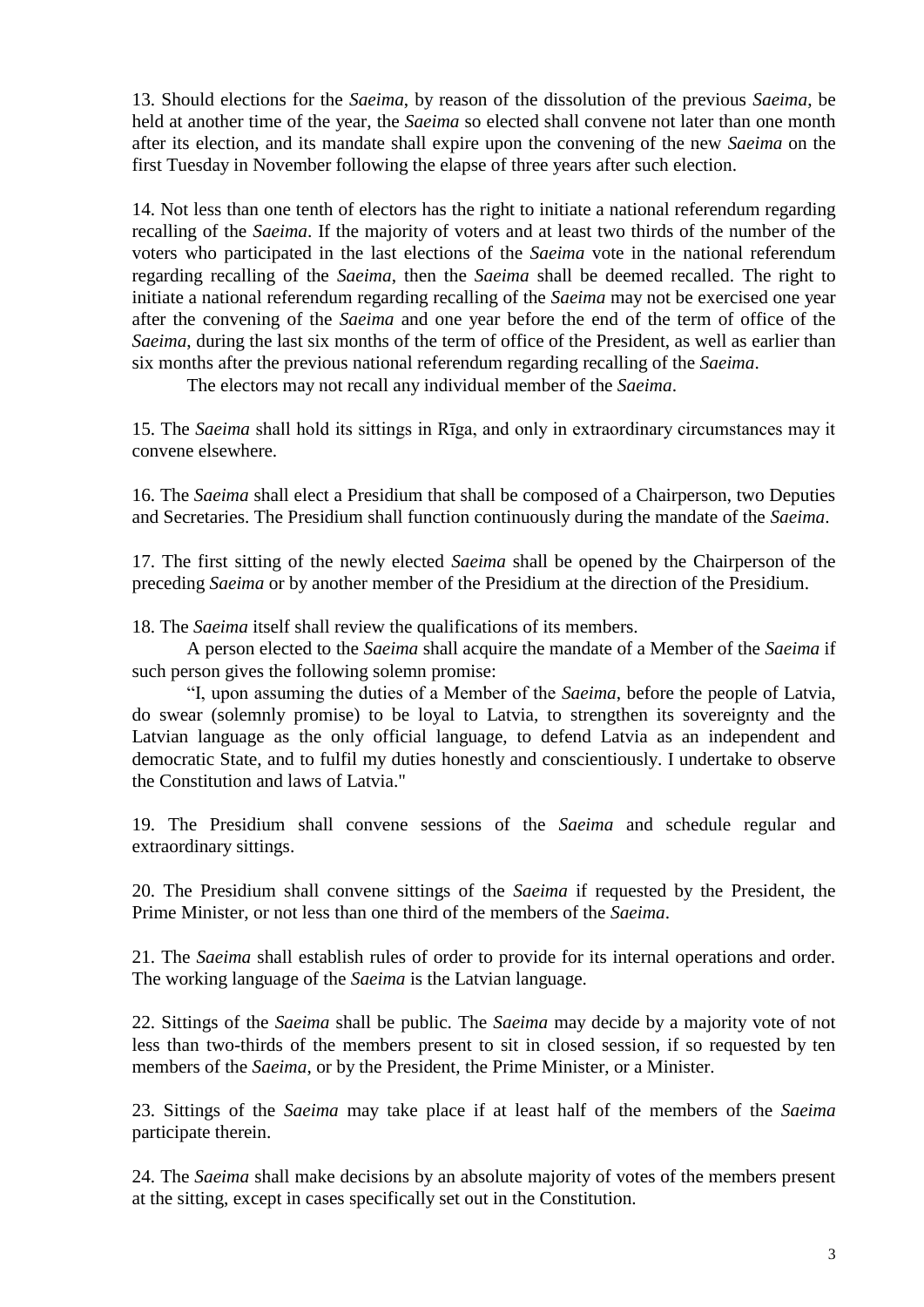13. Should elections for the *Saeima*, by reason of the dissolution of the previous *Saeima*, be held at another time of the year, the *Saeima* so elected shall convene not later than one month after its election, and its mandate shall expire upon the convening of the new *Saeima* on the first Tuesday in November following the elapse of three years after such election.

14. Not less than one tenth of electors has the right to initiate a national referendum regarding recalling of the *Saeima*. If the majority of voters and at least two thirds of the number of the voters who participated in the last elections of the *Saeima* vote in the national referendum regarding recalling of the *Saeima*, then the *Saeima* shall be deemed recalled. The right to initiate a national referendum regarding recalling of the *Saeima* may not be exercised one year after the convening of the *Saeima* and one year before the end of the term of office of the *Saeima*, during the last six months of the term of office of the President, as well as earlier than six months after the previous national referendum regarding recalling of the *Saeima*.

The electors may not recall any individual member of the *Saeima*.

15. The *Saeima* shall hold its sittings in Rīga, and only in extraordinary circumstances may it convene elsewhere.

16. The *Saeima* shall elect a Presidium that shall be composed of a Chairperson, two Deputies and Secretaries. The Presidium shall function continuously during the mandate of the *Saeima*.

17. The first sitting of the newly elected *Saeima* shall be opened by the Chairperson of the preceding *Saeima* or by another member of the Presidium at the direction of the Presidium.

18. The *Saeima* itself shall review the qualifications of its members.

A person elected to the *Saeima* shall acquire the mandate of a Member of the *Saeima* if such person gives the following solemn promise:

"I, upon assuming the duties of a Member of the *Saeima*, before the people of Latvia, do swear (solemnly promise) to be loyal to Latvia, to strengthen its sovereignty and the Latvian language as the only official language, to defend Latvia as an independent and democratic State, and to fulfil my duties honestly and conscientiously. I undertake to observe the Constitution and laws of Latvia."

19. The Presidium shall convene sessions of the *Saeima* and schedule regular and extraordinary sittings.

20. The Presidium shall convene sittings of the *Saeima* if requested by the President, the Prime Minister, or not less than one third of the members of the *Saeima*.

21. The *Saeima* shall establish rules of order to provide for its internal operations and order. The working language of the *Saeima* is the Latvian language.

22. Sittings of the *Saeima* shall be public. The *Saeima* may decide by a majority vote of not less than two-thirds of the members present to sit in closed session, if so requested by ten members of the *Saeima*, or by the President, the Prime Minister, or a Minister.

23. Sittings of the *Saeima* may take place if at least half of the members of the *Saeima* participate therein.

24. The *Saeima* shall make decisions by an absolute majority of votes of the members present at the sitting, except in cases specifically set out in the Constitution.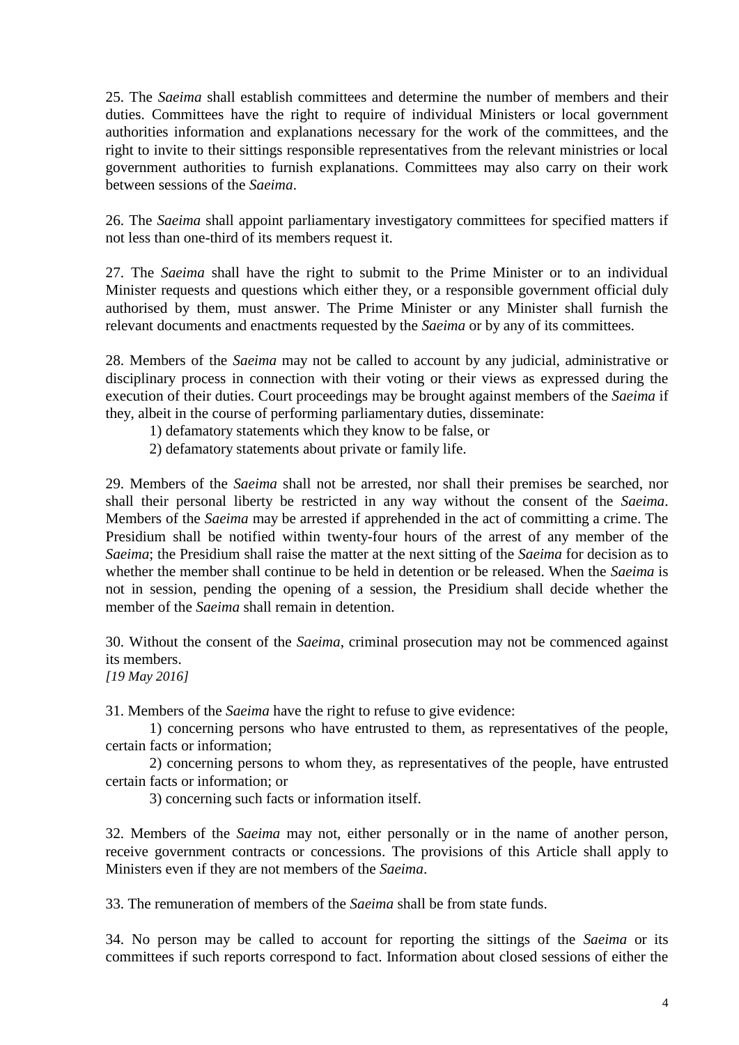25. The *Saeima* shall establish committees and determine the number of members and their duties. Committees have the right to require of individual Ministers or local government authorities information and explanations necessary for the work of the committees, and the right to invite to their sittings responsible representatives from the relevant ministries or local government authorities to furnish explanations. Committees may also carry on their work between sessions of the *Saeima*.

26. The *Saeima* shall appoint parliamentary investigatory committees for specified matters if not less than one-third of its members request it.

27. The *Saeima* shall have the right to submit to the Prime Minister or to an individual Minister requests and questions which either they, or a responsible government official duly authorised by them, must answer. The Prime Minister or any Minister shall furnish the relevant documents and enactments requested by the *Saeima* or by any of its committees.

28. Members of the *Saeima* may not be called to account by any judicial, administrative or disciplinary process in connection with their voting or their views as expressed during the execution of their duties. Court proceedings may be brought against members of the *Saeima* if they, albeit in the course of performing parliamentary duties, disseminate:

1) defamatory statements which they know to be false, or

2) defamatory statements about private or family life.

29. Members of the *Saeima* shall not be arrested, nor shall their premises be searched, nor shall their personal liberty be restricted in any way without the consent of the *Saeima*. Members of the *Saeima* may be arrested if apprehended in the act of committing a crime. The Presidium shall be notified within twenty-four hours of the arrest of any member of the *Saeima*; the Presidium shall raise the matter at the next sitting of the *Saeima* for decision as to whether the member shall continue to be held in detention or be released. When the *Saeima* is not in session, pending the opening of a session, the Presidium shall decide whether the member of the *Saeima* shall remain in detention.

30. Without the consent of the *Saeima*, criminal prosecution may not be commenced against its members.
*[19 May 2016]*

31. Members of the *Saeima* have the right to refuse to give evidence:

1) concerning persons who have entrusted to them, as representatives of the people, certain facts or information;

2) concerning persons to whom they, as representatives of the people, have entrusted certain facts or information; or

3) concerning such facts or information itself.

32. Members of the *Saeima* may not, either personally or in the name of another person, receive government contracts or concessions. The provisions of this Article shall apply to Ministers even if they are not members of the *Saeima*.

33. The remuneration of members of the *Saeima* shall be from state funds.

34. No person may be called to account for reporting the sittings of the *Saeima* or its committees if such reports correspond to fact. Information about closed sessions of either the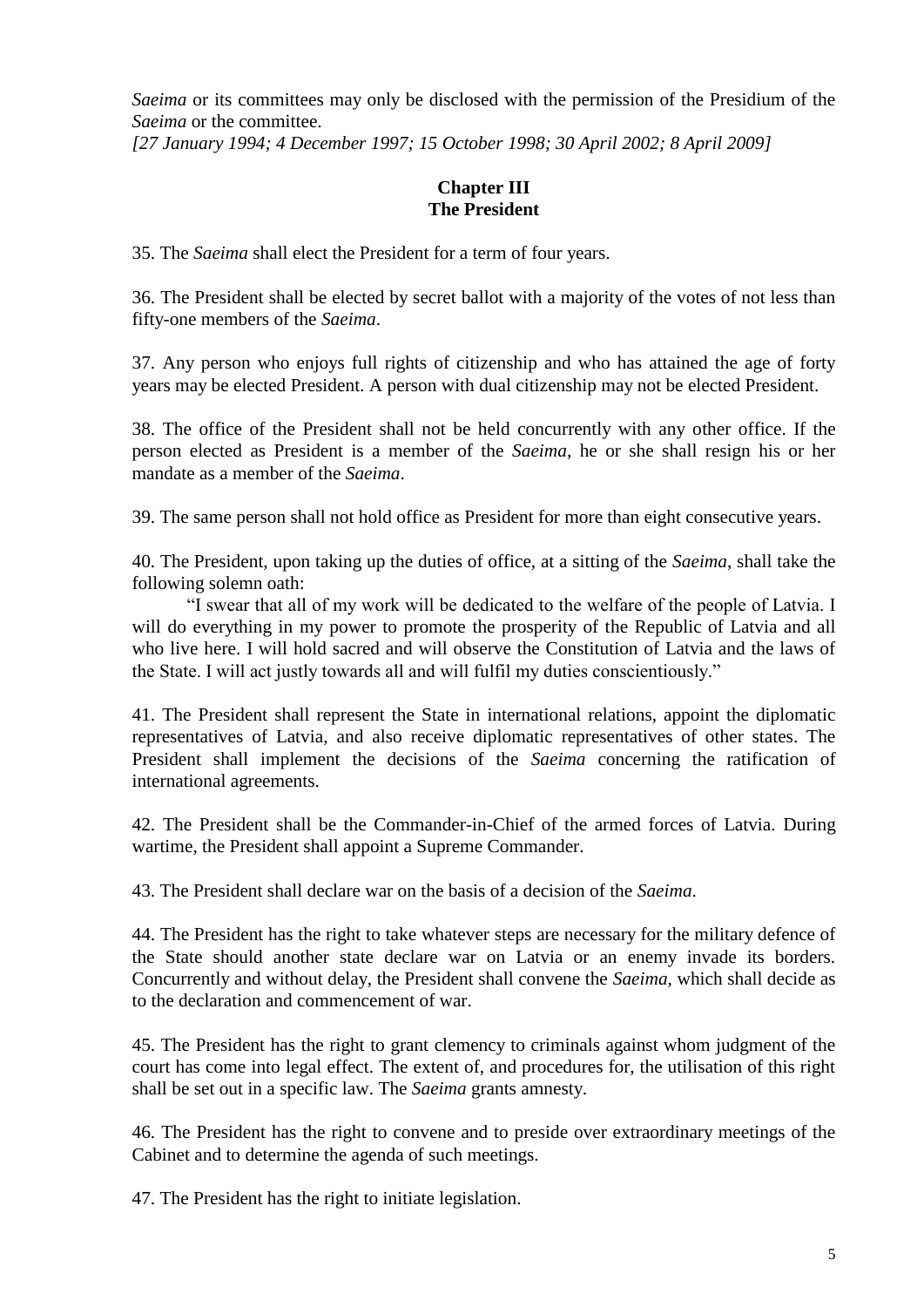*Saeima* or its committees may only be disclosed with the permission of the Presidium of the *Saeima* or the committee.
*[27 January 1994; 4 December 1997; 15 October 1998; 30 April 2002; 8 April 2009]*

## Chapter III
## The President

35. The *Saeima* shall elect the President for a term of four years.

36. The President shall be elected by secret ballot with a majority of the votes of not less than fifty-one members of the *Saeima*.

37. Any person who enjoys full rights of citizenship and who has attained the age of forty years may be elected President. A person with dual citizenship may not be elected President.

38. The office of the President shall not be held concurrently with any other office. If the person elected as President is a member of the *Saeima*, he or she shall resign his or her mandate as a member of the *Saeima*.

39. The same person shall not hold office as President for more than eight consecutive years.

40. The President, upon taking up the duties of office, at a sitting of the *Saeima*, shall take the following solemn oath:

"I swear that all of my work will be dedicated to the welfare of the people of Latvia. I will do everything in my power to promote the prosperity of the Republic of Latvia and all who live here. I will hold sacred and will observe the Constitution of Latvia and the laws of the State. I will act justly towards all and will fulfil my duties conscientiously."

41. The President shall represent the State in international relations, appoint the diplomatic representatives of Latvia, and also receive diplomatic representatives of other states. The President shall implement the decisions of the *Saeima* concerning the ratification of international agreements.

42. The President shall be the Commander-in-Chief of the armed forces of Latvia. During wartime, the President shall appoint a Supreme Commander.

43. The President shall declare war on the basis of a decision of the *Saeima*.

44. The President has the right to take whatever steps are necessary for the military defence of the State should another state declare war on Latvia or an enemy invade its borders. Concurrently and without delay, the President shall convene the *Saeima*, which shall decide as to the declaration and commencement of war.

45. The President has the right to grant clemency to criminals against whom judgment of the court has come into legal effect. The extent of, and procedures for, the utilisation of this right shall be set out in a specific law. The *Saeima* grants amnesty.

46. The President has the right to convene and to preside over extraordinary meetings of the Cabinet and to determine the agenda of such meetings.

47. The President has the right to initiate legislation.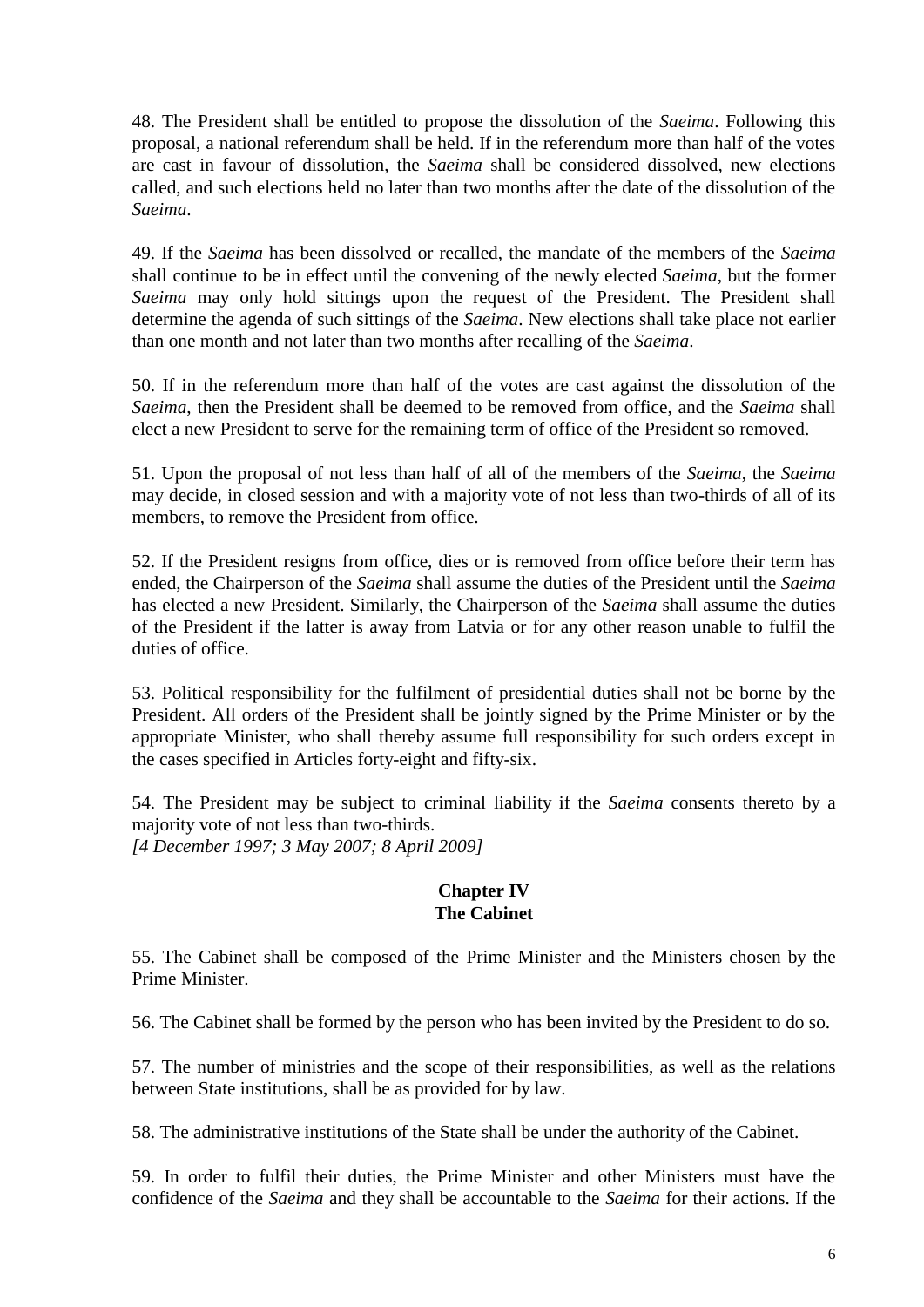48. The President shall be entitled to propose the dissolution of the *Saeima*. Following this proposal, a national referendum shall be held. If in the referendum more than half of the votes are cast in favour of dissolution, the *Saeima* shall be considered dissolved, new elections called, and such elections held no later than two months after the date of the dissolution of the *Saeima*.

49. If the *Saeima* has been dissolved or recalled, the mandate of the members of the *Saeima* shall continue to be in effect until the convening of the newly elected *Saeima*, but the former *Saeima* may only hold sittings upon the request of the President. The President shall determine the agenda of such sittings of the *Saeima*. New elections shall take place not earlier than one month and not later than two months after recalling of the *Saeima*.

50. If in the referendum more than half of the votes are cast against the dissolution of the *Saeima*, then the President shall be deemed to be removed from office, and the *Saeima* shall elect a new President to serve for the remaining term of office of the President so removed.

51. Upon the proposal of not less than half of all of the members of the *Saeima*, the *Saeima* may decide, in closed session and with a majority vote of not less than two-thirds of all of its members, to remove the President from office.

52. If the President resigns from office, dies or is removed from office before their term has ended, the Chairperson of the *Saeima* shall assume the duties of the President until the *Saeima* has elected a new President. Similarly, the Chairperson of the *Saeima* shall assume the duties of the President if the latter is away from Latvia or for any other reason unable to fulfil the duties of office.

53. Political responsibility for the fulfilment of presidential duties shall not be borne by the President. All orders of the President shall be jointly signed by the Prime Minister or by the appropriate Minister, who shall thereby assume full responsibility for such orders except in the cases specified in Articles forty-eight and fifty-six.

54. The President may be subject to criminal liability if the *Saeima* consents thereto by a majority vote of not less than two-thirds.
*[4 December 1997; 3 May 2007; 8 April 2009]*

## Chapter IV
## The Cabinet

55. The Cabinet shall be composed of the Prime Minister and the Ministers chosen by the Prime Minister.

56. The Cabinet shall be formed by the person who has been invited by the President to do so.

57. The number of ministries and the scope of their responsibilities, as well as the relations between State institutions, shall be as provided for by law.

58. The administrative institutions of the State shall be under the authority of the Cabinet.

59. In order to fulfil their duties, the Prime Minister and other Ministers must have the confidence of the *Saeima* and they shall be accountable to the *Saeima* for their actions. If the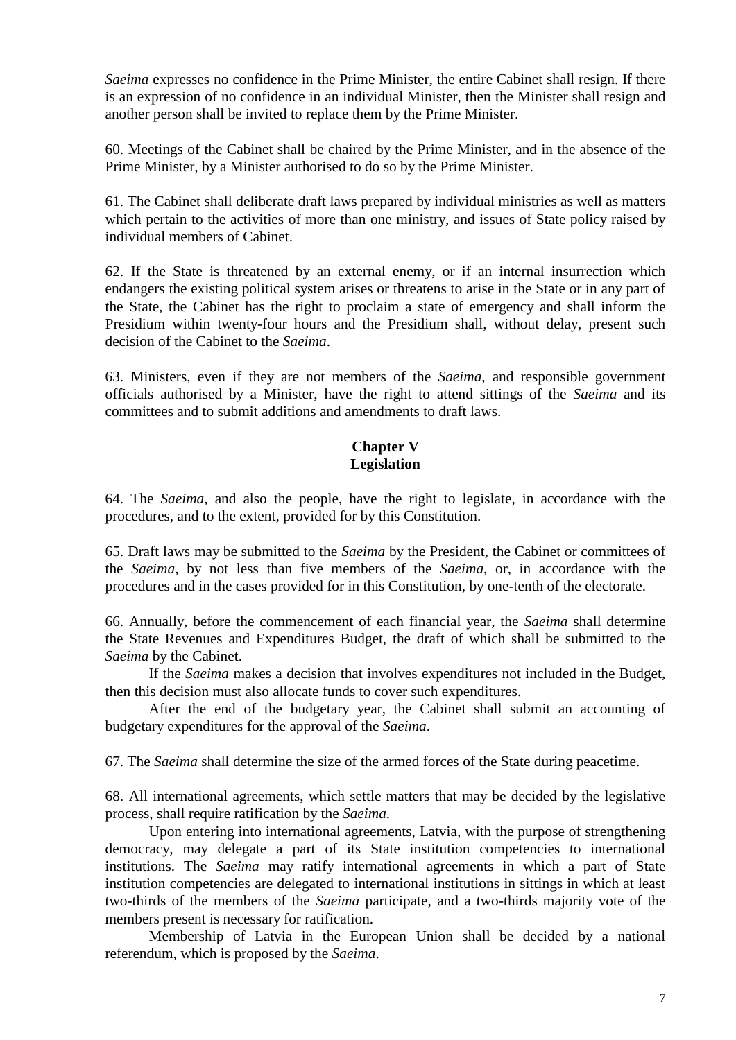*Saeima* expresses no confidence in the Prime Minister, the entire Cabinet shall resign. If there is an expression of no confidence in an individual Minister, then the Minister shall resign and another person shall be invited to replace them by the Prime Minister.

60. Meetings of the Cabinet shall be chaired by the Prime Minister, and in the absence of the Prime Minister, by a Minister authorised to do so by the Prime Minister.

61. The Cabinet shall deliberate draft laws prepared by individual ministries as well as matters which pertain to the activities of more than one ministry, and issues of State policy raised by individual members of Cabinet.

62. If the State is threatened by an external enemy, or if an internal insurrection which endangers the existing political system arises or threatens to arise in the State or in any part of the State, the Cabinet has the right to proclaim a state of emergency and shall inform the Presidium within twenty-four hours and the Presidium shall, without delay, present such decision of the Cabinet to the *Saeima*.

63. Ministers, even if they are not members of the *Saeima*, and responsible government officials authorised by a Minister, have the right to attend sittings of the *Saeima* and its committees and to submit additions and amendments to draft laws.

## Chapter V
## Legislation

64. The *Saeima*, and also the people, have the right to legislate, in accordance with the procedures, and to the extent, provided for by this Constitution.

65. Draft laws may be submitted to the *Saeima* by the President, the Cabinet or committees of the *Saeima*, by not less than five members of the *Saeima*, or, in accordance with the procedures and in the cases provided for in this Constitution, by one-tenth of the electorate.

66. Annually, before the commencement of each financial year, the *Saeima* shall determine the State Revenues and Expenditures Budget, the draft of which shall be submitted to the *Saeima* by the Cabinet.

If the *Saeima* makes a decision that involves expenditures not included in the Budget, then this decision must also allocate funds to cover such expenditures.

After the end of the budgetary year, the Cabinet shall submit an accounting of budgetary expenditures for the approval of the *Saeima*.

67. The *Saeima* shall determine the size of the armed forces of the State during peacetime.

68. All international agreements, which settle matters that may be decided by the legislative process, shall require ratification by the *Saeima*.

Upon entering into international agreements, Latvia, with the purpose of strengthening democracy, may delegate a part of its State institution competencies to international institutions. The *Saeima* may ratify international agreements in which a part of State institution competencies are delegated to international institutions in sittings in which at least two-thirds of the members of the *Saeima* participate, and a two-thirds majority vote of the members present is necessary for ratification.

Membership of Latvia in the European Union shall be decided by a national referendum, which is proposed by the *Saeima*.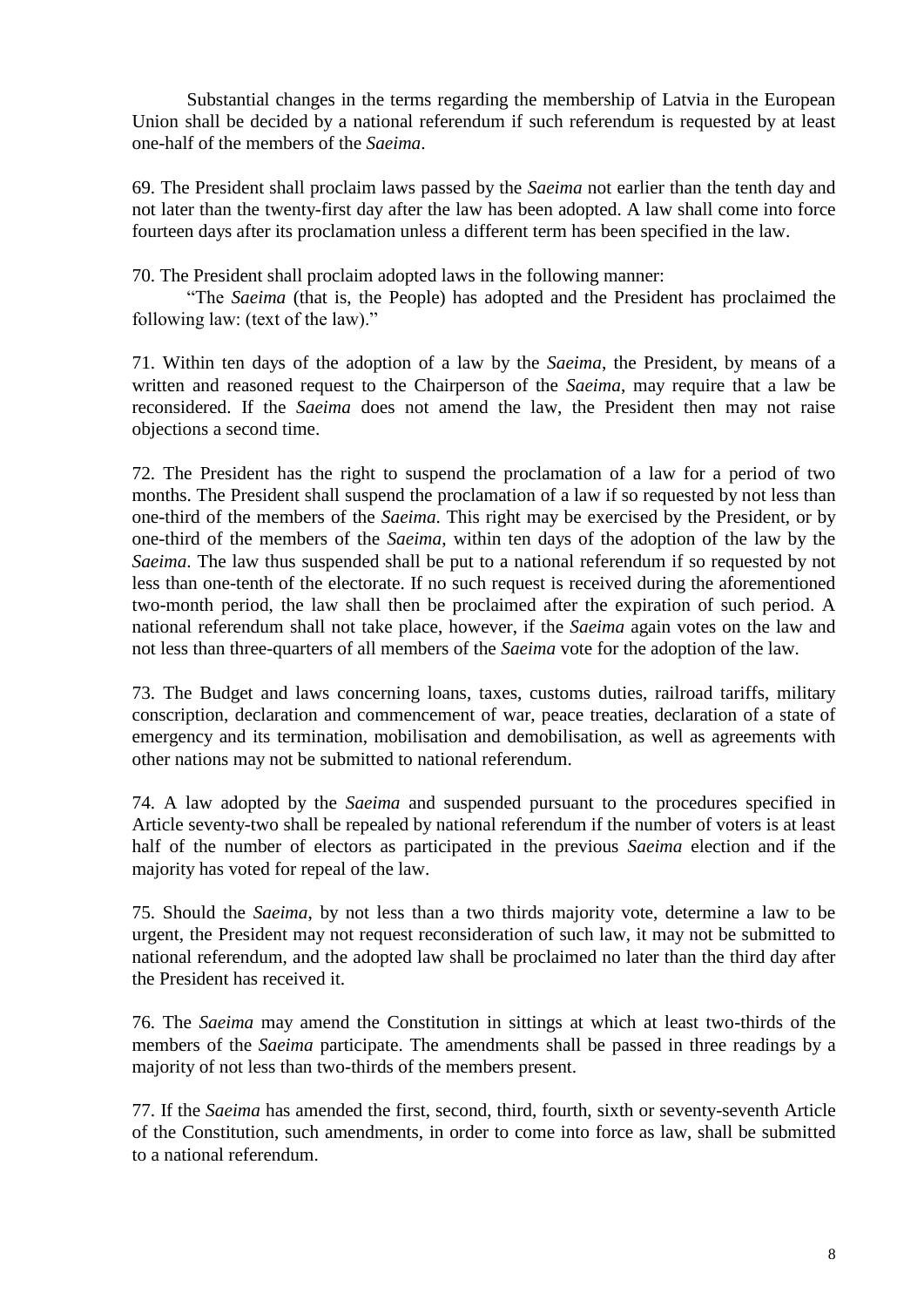Substantial changes in the terms regarding the membership of Latvia in the European Union shall be decided by a national referendum if such referendum is requested by at least one-half of the members of the *Saeima*.

69. The President shall proclaim laws passed by the *Saeima* not earlier than the tenth day and not later than the twenty-first day after the law has been adopted. A law shall come into force fourteen days after its proclamation unless a different term has been specified in the law.

70. The President shall proclaim adopted laws in the following manner:

"The *Saeima* (that is, the People) has adopted and the President has proclaimed the following law: (text of the law)."

71. Within ten days of the adoption of a law by the *Saeima*, the President, by means of a written and reasoned request to the Chairperson of the *Saeima*, may require that a law be reconsidered. If the *Saeima* does not amend the law, the President then may not raise objections a second time.

72. The President has the right to suspend the proclamation of a law for a period of two months. The President shall suspend the proclamation of a law if so requested by not less than one-third of the members of the *Saeima*. This right may be exercised by the President, or by one-third of the members of the *Saeima*, within ten days of the adoption of the law by the *Saeima*. The law thus suspended shall be put to a national referendum if so requested by not less than one-tenth of the electorate. If no such request is received during the aforementioned two-month period, the law shall then be proclaimed after the expiration of such period. A national referendum shall not take place, however, if the *Saeima* again votes on the law and not less than three-quarters of all members of the *Saeima* vote for the adoption of the law.

73. The Budget and laws concerning loans, taxes, customs duties, railroad tariffs, military conscription, declaration and commencement of war, peace treaties, declaration of a state of emergency and its termination, mobilisation and demobilisation, as well as agreements with other nations may not be submitted to national referendum.

74. A law adopted by the *Saeima* and suspended pursuant to the procedures specified in Article seventy-two shall be repealed by national referendum if the number of voters is at least half of the number of electors as participated in the previous *Saeima* election and if the majority has voted for repeal of the law.

75. Should the *Saeima*, by not less than a two thirds majority vote, determine a law to be urgent, the President may not request reconsideration of such law, it may not be submitted to national referendum, and the adopted law shall be proclaimed no later than the third day after the President has received it.

76. The *Saeima* may amend the Constitution in sittings at which at least two-thirds of the members of the *Saeima* participate. The amendments shall be passed in three readings by a majority of not less than two-thirds of the members present.

77. If the *Saeima* has amended the first, second, third, fourth, sixth or seventy-seventh Article of the Constitution, such amendments, in order to come into force as law, shall be submitted to a national referendum.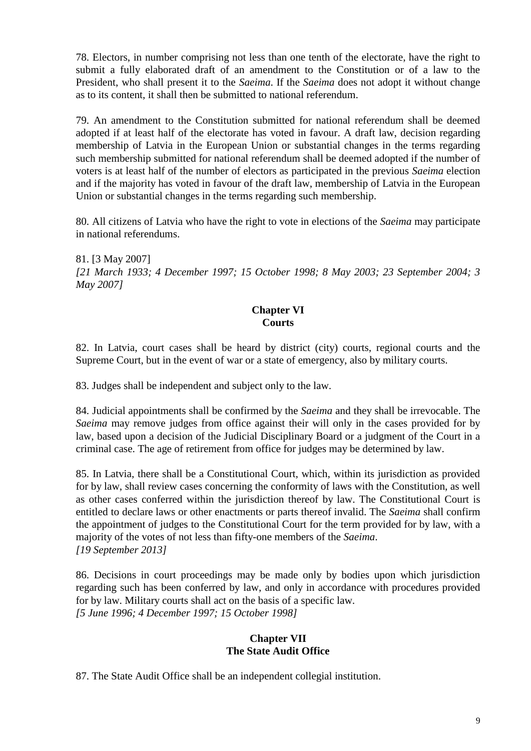78. Electors, in number comprising not less than one tenth of the electorate, have the right to submit a fully elaborated draft of an amendment to the Constitution or of a law to the President, who shall present it to the *Saeima*. If the *Saeima* does not adopt it without change as to its content, it shall then be submitted to national referendum.

79. An amendment to the Constitution submitted for national referendum shall be deemed adopted if at least half of the electorate has voted in favour. A draft law, decision regarding membership of Latvia in the European Union or substantial changes in the terms regarding such membership submitted for national referendum shall be deemed adopted if the number of voters is at least half of the number of electors as participated in the previous *Saeima* election and if the majority has voted in favour of the draft law, membership of Latvia in the European Union or substantial changes in the terms regarding such membership.

80. All citizens of Latvia who have the right to vote in elections of the *Saeima* may participate in national referendums.

81. [3 May 2007]
*[21 March 1933; 4 December 1997; 15 October 1998; 8 May 2003; 23 September 2004; 3 May 2007]*

## Chapter VI
## Courts

82. In Latvia, court cases shall be heard by district (city) courts, regional courts and the Supreme Court, but in the event of war or a state of emergency, also by military courts.

83. Judges shall be independent and subject only to the law.

84. Judicial appointments shall be confirmed by the *Saeima* and they shall be irrevocable. The *Saeima* may remove judges from office against their will only in the cases provided for by law, based upon a decision of the Judicial Disciplinary Board or a judgment of the Court in a criminal case. The age of retirement from office for judges may be determined by law.

85. In Latvia, there shall be a Constitutional Court, which, within its jurisdiction as provided for by law, shall review cases concerning the conformity of laws with the Constitution, as well as other cases conferred within the jurisdiction thereof by law. The Constitutional Court is entitled to declare laws or other enactments or parts thereof invalid. The *Saeima* shall confirm the appointment of judges to the Constitutional Court for the term provided for by law, with a majority of the votes of not less than fifty-one members of the *Saeima*.
*[19 September 2013]*

86. Decisions in court proceedings may be made only by bodies upon which jurisdiction regarding such has been conferred by law, and only in accordance with procedures provided for by law. Military courts shall act on the basis of a specific law.
*[5 June 1996; 4 December 1997; 15 October 1998]*

## Chapter VII
## The State Audit Office

87. The State Audit Office shall be an independent collegial institution.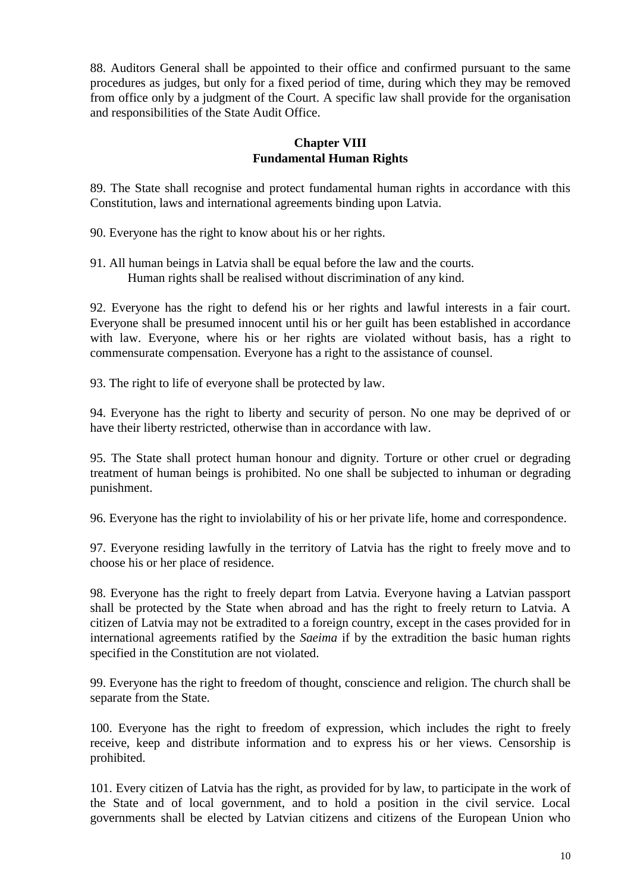88. Auditors General shall be appointed to their office and confirmed pursuant to the same procedures as judges, but only for a fixed period of time, during which they may be removed from office only by a judgment of the Court. A specific law shall provide for the organisation and responsibilities of the State Audit Office.

## Chapter VIII
## Fundamental Human Rights

89. The State shall recognise and protect fundamental human rights in accordance with this Constitution, laws and international agreements binding upon Latvia.

90. Everyone has the right to know about his or her rights.

91. All human beings in Latvia shall be equal before the law and the courts.
Human rights shall be realised without discrimination of any kind.

92. Everyone has the right to defend his or her rights and lawful interests in a fair court. Everyone shall be presumed innocent until his or her guilt has been established in accordance with law. Everyone, where his or her rights are violated without basis, has a right to commensurate compensation. Everyone has a right to the assistance of counsel.

93. The right to life of everyone shall be protected by law.

94. Everyone has the right to liberty and security of person. No one may be deprived of or have their liberty restricted, otherwise than in accordance with law.

95. The State shall protect human honour and dignity. Torture or other cruel or degrading treatment of human beings is prohibited. No one shall be subjected to inhuman or degrading punishment.

96. Everyone has the right to inviolability of his or her private life, home and correspondence.

97. Everyone residing lawfully in the territory of Latvia has the right to freely move and to choose his or her place of residence.

98. Everyone has the right to freely depart from Latvia. Everyone having a Latvian passport shall be protected by the State when abroad and has the right to freely return to Latvia. A citizen of Latvia may not be extradited to a foreign country, except in the cases provided for in international agreements ratified by the *Saeima* if by the extradition the basic human rights specified in the Constitution are not violated.

99. Everyone has the right to freedom of thought, conscience and religion. The church shall be separate from the State.

100. Everyone has the right to freedom of expression, which includes the right to freely receive, keep and distribute information and to express his or her views. Censorship is prohibited.

101. Every citizen of Latvia has the right, as provided for by law, to participate in the work of the State and of local government, and to hold a position in the civil service. Local governments shall be elected by Latvian citizens and citizens of the European Union who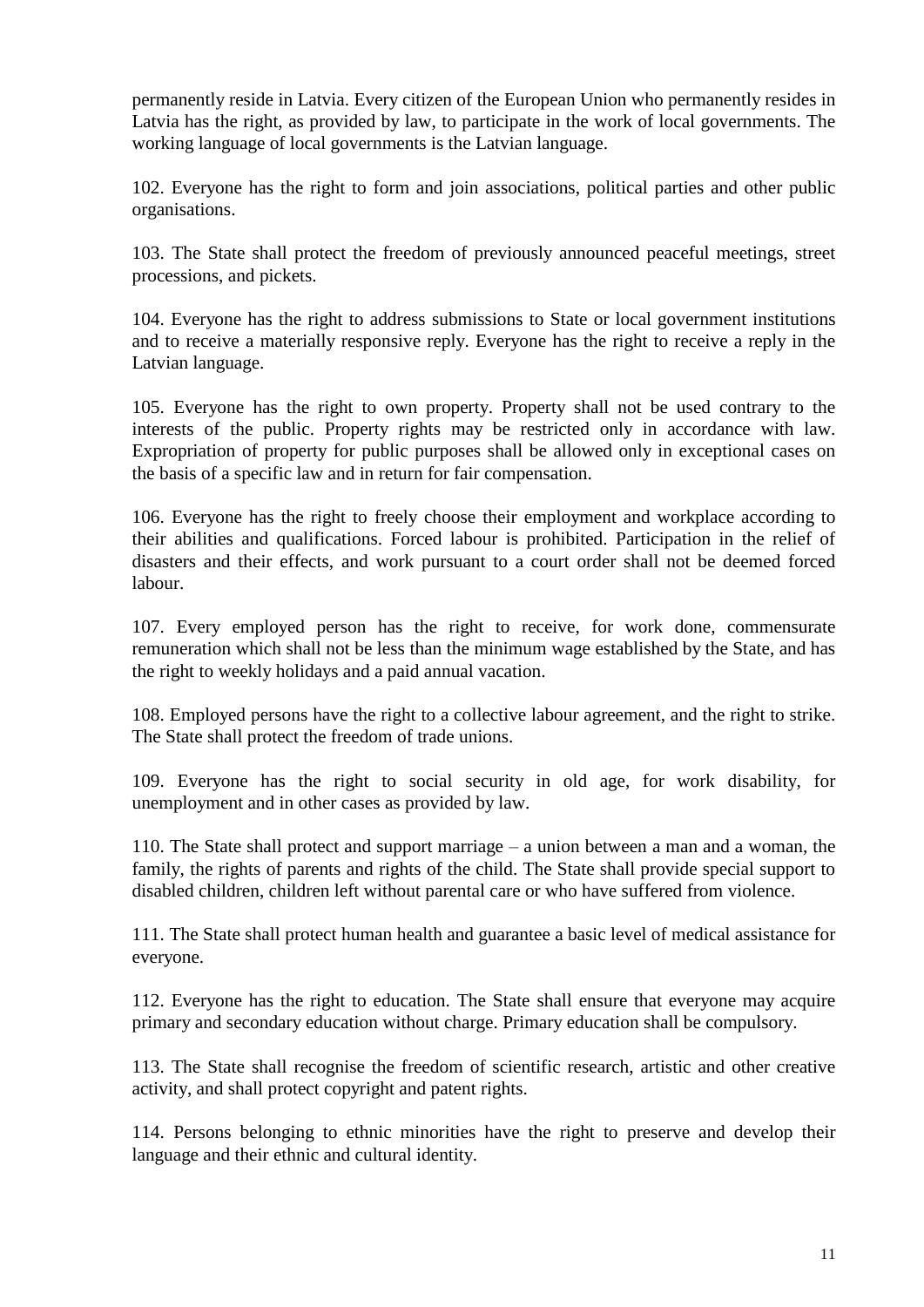permanently reside in Latvia. Every citizen of the European Union who permanently resides in Latvia has the right, as provided by law, to participate in the work of local governments. The working language of local governments is the Latvian language.

102. Everyone has the right to form and join associations, political parties and other public organisations.

103. The State shall protect the freedom of previously announced peaceful meetings, street processions, and pickets.

104. Everyone has the right to address submissions to State or local government institutions and to receive a materially responsive reply. Everyone has the right to receive a reply in the Latvian language.

105. Everyone has the right to own property. Property shall not be used contrary to the interests of the public. Property rights may be restricted only in accordance with law. Expropriation of property for public purposes shall be allowed only in exceptional cases on the basis of a specific law and in return for fair compensation.

106. Everyone has the right to freely choose their employment and workplace according to their abilities and qualifications. Forced labour is prohibited. Participation in the relief of disasters and their effects, and work pursuant to a court order shall not be deemed forced labour.

107. Every employed person has the right to receive, for work done, commensurate remuneration which shall not be less than the minimum wage established by the State, and has the right to weekly holidays and a paid annual vacation.

108. Employed persons have the right to a collective labour agreement, and the right to strike. The State shall protect the freedom of trade unions.

109. Everyone has the right to social security in old age, for work disability, for unemployment and in other cases as provided by law.

110. The State shall protect and support marriage – a union between a man and a woman, the family, the rights of parents and rights of the child. The State shall provide special support to disabled children, children left without parental care or who have suffered from violence.

111. The State shall protect human health and guarantee a basic level of medical assistance for everyone.

112. Everyone has the right to education. The State shall ensure that everyone may acquire primary and secondary education without charge. Primary education shall be compulsory.

113. The State shall recognise the freedom of scientific research, artistic and other creative activity, and shall protect copyright and patent rights.

114. Persons belonging to ethnic minorities have the right to preserve and develop their language and their ethnic and cultural identity.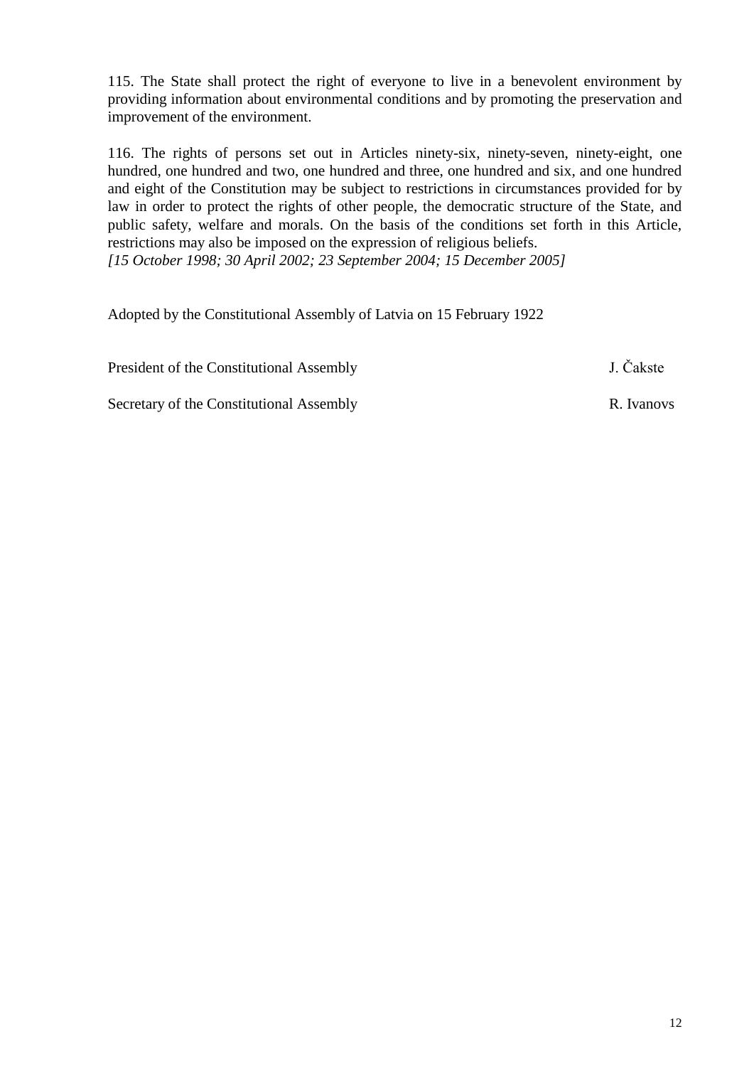115. The State shall protect the right of everyone to live in a benevolent environment by providing information about environmental conditions and by promoting the preservation and improvement of the environment.

116. The rights of persons set out in Articles ninety-six, ninety-seven, ninety-eight, one hundred, one hundred and two, one hundred and three, one hundred and six, and one hundred and eight of the Constitution may be subject to restrictions in circumstances provided for by law in order to protect the rights of other people, the democratic structure of the State, and public safety, welfare and morals. On the basis of the conditions set forth in this Article, restrictions may also be imposed on the expression of religious beliefs.
*[15 October 1998; 30 April 2002; 23 September 2004; 15 December 2005]*

Adopted by the Constitutional Assembly of Latvia on 15 February 1922

President of the Constitutional Assembly J. Čakste

Secretary of the Constitutional Assembly R. Ivanovs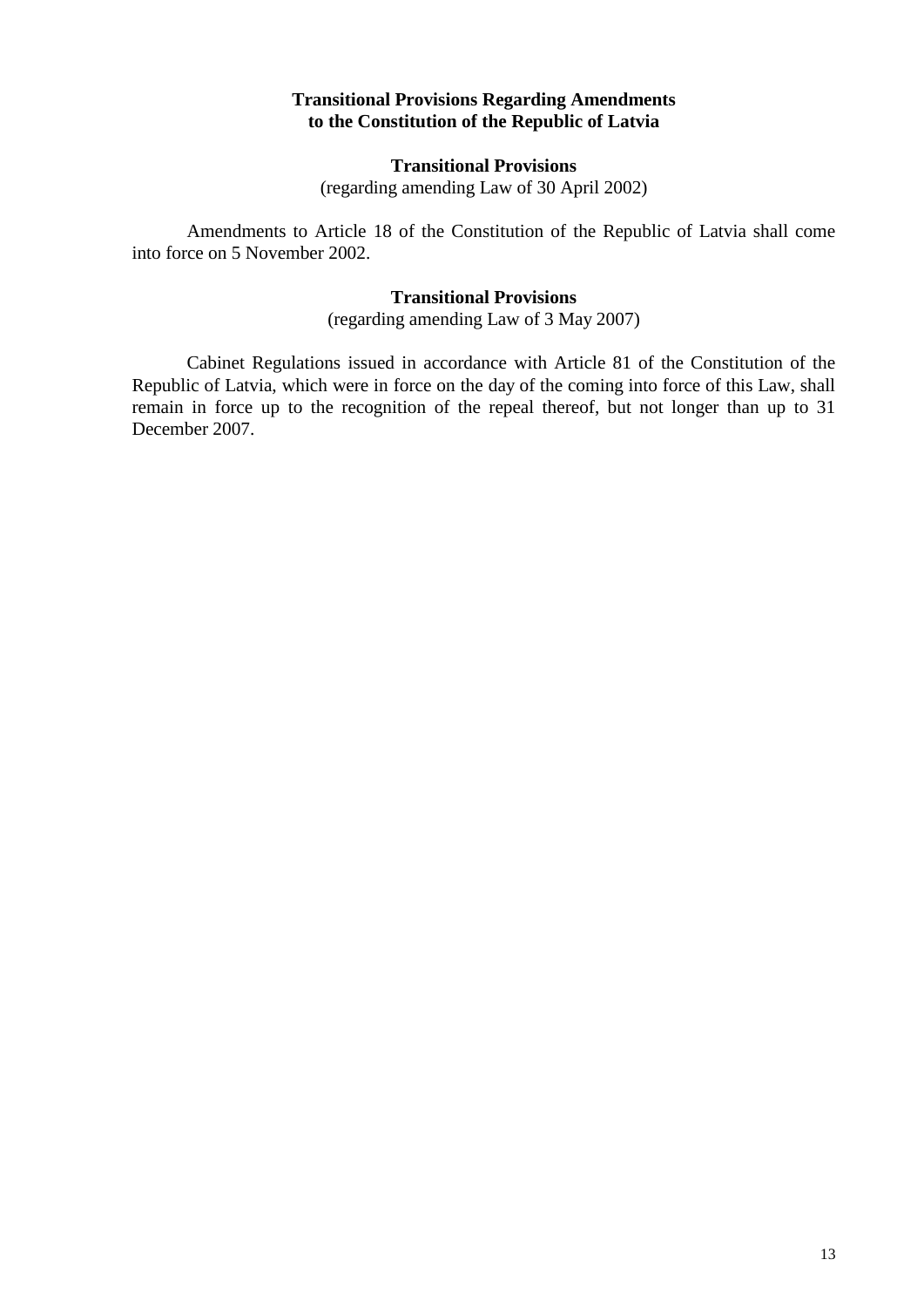## Transitional Provisions Regarding Amendments to the Constitution of the Republic of Latvia

### Transitional Provisions

(regarding amending Law of 30 April 2002)

Amendments to Article 18 of the Constitution of the Republic of Latvia shall come into force on 5 November 2002.

### Transitional Provisions

(regarding amending Law of 3 May 2007)

Cabinet Regulations issued in accordance with Article 81 of the Constitution of the Republic of Latvia, which were in force on the day of the coming into force of this Law, shall remain in force up to the recognition of the repeal thereof, but not longer than up to 31 December 2007.